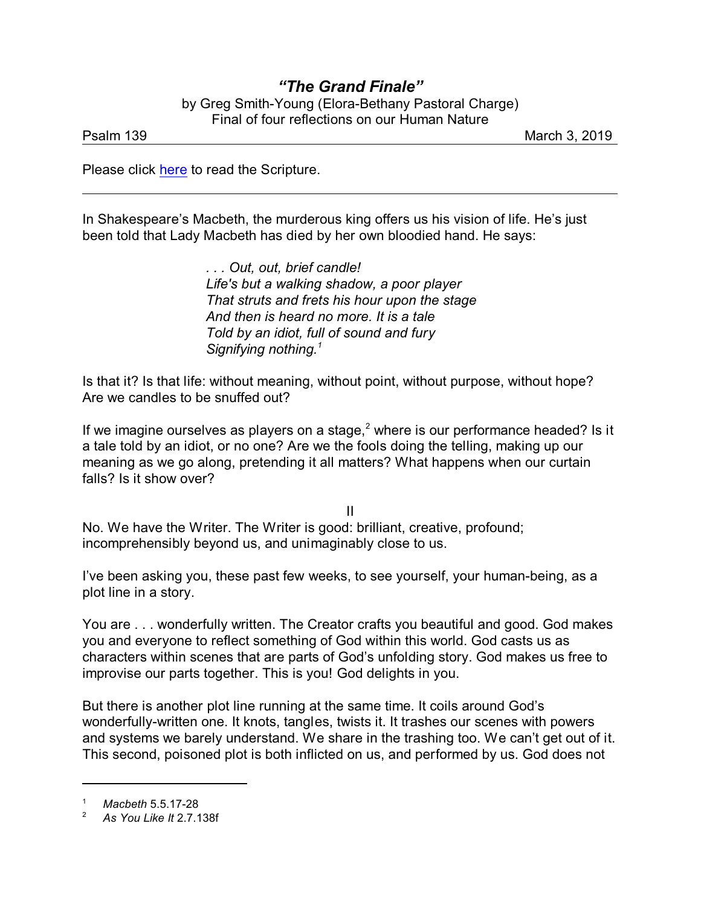# *"The Grand Finale"*

by Greg Smith-Young (Elora-Bethany Pastoral Charge)
Final of four reflections on our Human Nature

Psalm 139 — March 3, 2019

Please click here to read the Scripture.

---

In Shakespeare's Macbeth, the murderous king offers us his vision of life. He's just been told that Lady Macbeth has died by her own bloodied hand. He says:

> *. . . Out, out, brief candle!*
> *Life's but a walking shadow, a poor player*
> *That struts and frets his hour upon the stage*
> *And then is heard no more. It is a tale*
> *Told by an idiot, full of sound and fury*
> *Signifying nothing.*[1]

Is that it? Is that life: without meaning, without point, without purpose, without hope? Are we candles to be snuffed out?

If we imagine ourselves as players on a stage,[2] where is our performance headed? Is it a tale told by an idiot, or no one? Are we the fools doing the telling, making up our meaning as we go along, pretending it all matters? What happens when our curtain falls? Is it show over?

II

No. We have the Writer. The Writer is good: brilliant, creative, profound; incomprehensibly beyond us, and unimaginably close to us.

I've been asking you, these past few weeks, to see yourself, your human-being, as a plot line in a story.

You are . . . wonderfully written. The Creator crafts you beautiful and good. God makes you and everyone to reflect something of God within this world. God casts us as characters within scenes that are parts of God's unfolding story. God makes us free to improvise our parts together. This is you! God delights in you.

But there is another plot line running at the same time. It coils around God's wonderfully-written one. It knots, tangles, twists it. It trashes our scenes with powers and systems we barely understand. We share in the trashing too. We can't get out of it. This second, poisoned plot is both inflicted on us, and performed by us. God does not

---

[1] *Macbeth* 5.5.17-28

[2] *As You Like It* 2.7.138f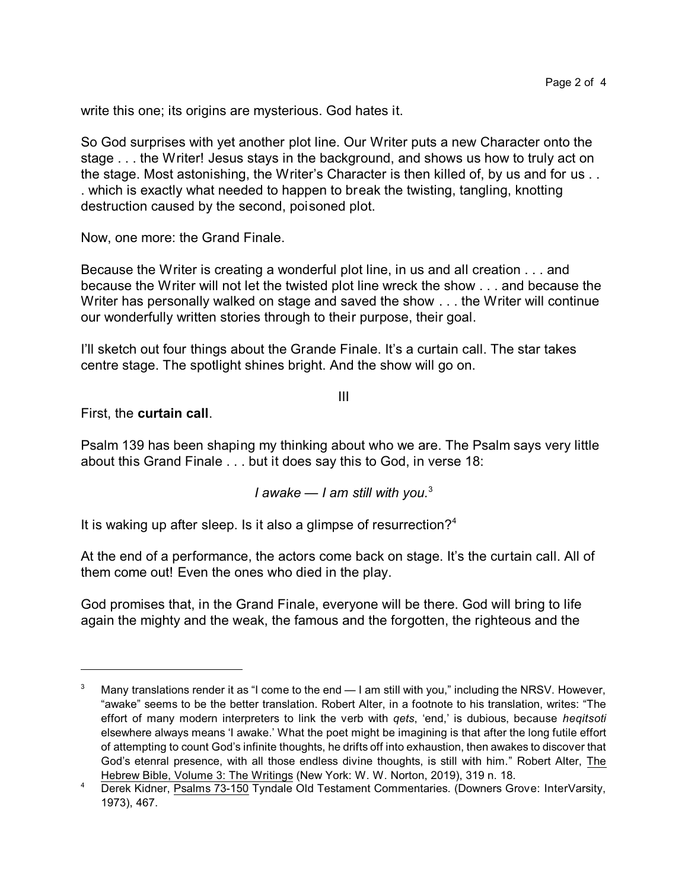write this one; its origins are mysterious. God hates it.

So God surprises with yet another plot line. Our Writer puts a new Character onto the stage . . . the Writer! Jesus stays in the background, and shows us how to truly act on the stage. Most astonishing, the Writer's Character is then killed of, by us and for us . . . which is exactly what needed to happen to break the twisting, tangling, knotting destruction caused by the second, poisoned plot.

Now, one more: the Grand Finale.

Because the Writer is creating a wonderful plot line, in us and all creation . . . and because the Writer will not let the twisted plot line wreck the show . . . and because the Writer has personally walked on stage and saved the show . . . the Writer will continue our wonderfully written stories through to their purpose, their goal.

I'll sketch out four things about the Grande Finale. It's a curtain call. The star takes centre stage. The spotlight shines bright. And the show will go on.

III

First, the **curtain call**.

Psalm 139 has been shaping my thinking about who we are. The Psalm says very little about this Grand Finale . . . but it does say this to God, in verse 18:

*I awake — I am still with you.*[3]

It is waking up after sleep. Is it also a glimpse of resurrection?[4]

At the end of a performance, the actors come back on stage. It's the curtain call. All of them come out! Even the ones who died in the play.

God promises that, in the Grand Finale, everyone will be there. God will bring to life again the mighty and the weak, the famous and the forgotten, the righteous and the

---

[3] Many translations render it as "I come to the end — I am still with you," including the NRSV. However, "awake" seems to be the better translation. Robert Alter, in a footnote to his translation, writes: "The effort of many modern interpreters to link the verb with *qets*, 'end,' is dubious, because *heqitsoti* elsewhere always means 'I awake.' What the poet might be imagining is that after the long futile effort of attempting to count God's infinite thoughts, he drifts off into exhaustion, then awakes to discover that God's etenral presence, with all those endless divine thoughts, is still with him." Robert Alter, The Hebrew Bible, Volume 3: The Writings (New York: W. W. Norton, 2019), 319 n. 18.

[4] Derek Kidner, Psalms 73-150 Tyndale Old Testament Commentaries. (Downers Grove: InterVarsity, 1973), 467.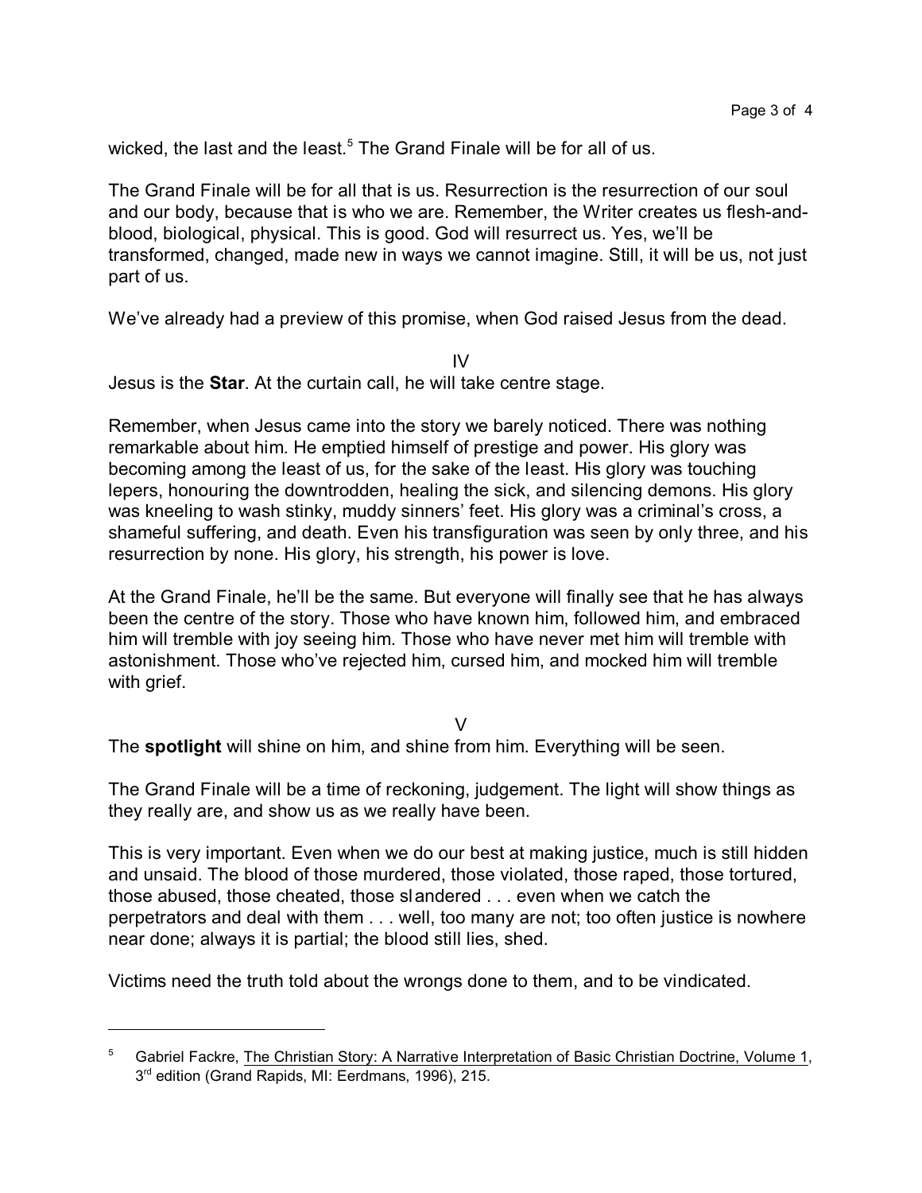wicked, the last and the least.[5] The Grand Finale will be for all of us.

The Grand Finale will be for all that is us. Resurrection is the resurrection of our soul and our body, because that is who we are. Remember, the Writer creates us flesh-and-blood, biological, physical. This is good. God will resurrect us. Yes, we'll be transformed, changed, made new in ways we cannot imagine. Still, it will be us, not just part of us.

We've already had a preview of this promise, when God raised Jesus from the dead.

IV

Jesus is the **Star**. At the curtain call, he will take centre stage.

Remember, when Jesus came into the story we barely noticed. There was nothing remarkable about him. He emptied himself of prestige and power. His glory was becoming among the least of us, for the sake of the least. His glory was touching lepers, honouring the downtrodden, healing the sick, and silencing demons. His glory was kneeling to wash stinky, muddy sinners' feet. His glory was a criminal's cross, a shameful suffering, and death. Even his transfiguration was seen by only three, and his resurrection by none. His glory, his strength, his power is love.

At the Grand Finale, he'll be the same. But everyone will finally see that he has always been the centre of the story. Those who have known him, followed him, and embraced him will tremble with joy seeing him. Those who have never met him will tremble with astonishment. Those who've rejected him, cursed him, and mocked him will tremble with grief.

V

The **spotlight** will shine on him, and shine from him. Everything will be seen.

The Grand Finale will be a time of reckoning, judgement. The light will show things as they really are, and show us as we really have been.

This is very important. Even when we do our best at making justice, much is still hidden and unsaid. The blood of those murdered, those violated, those raped, those tortured, those abused, those cheated, those slandered . . . even when we catch the perpetrators and deal with them . . . well, too many are not; too often justice is nowhere near done; always it is partial; the blood still lies, shed.

Victims need the truth told about the wrongs done to them, and to be vindicated.

---

[5] Gabriel Fackre, The Christian Story: A Narrative Interpretation of Basic Christian Doctrine, Volume 1, 3rd edition (Grand Rapids, MI: Eerdmans, 1996), 215.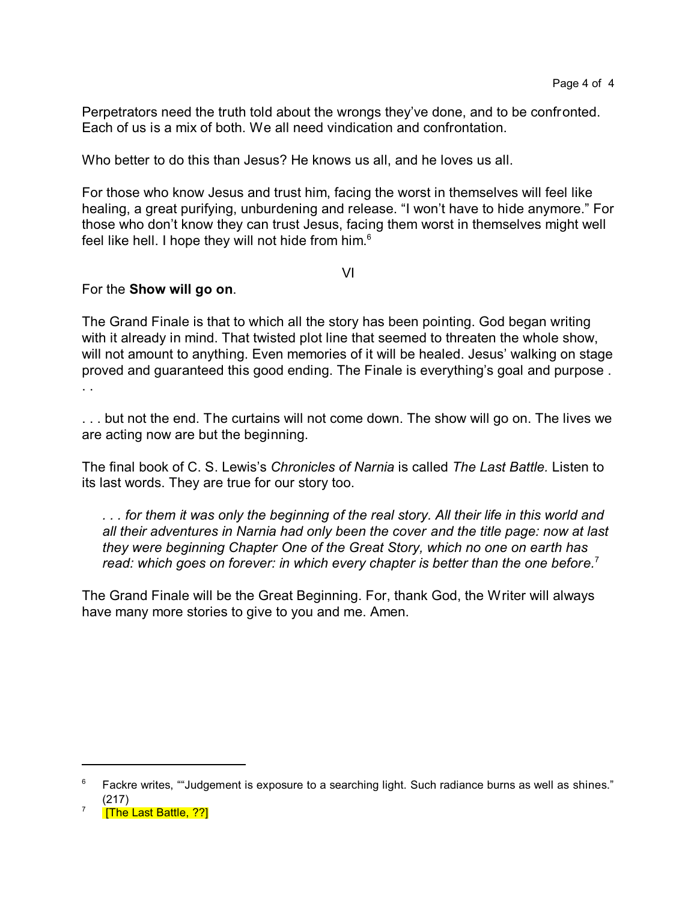Perpetrators need the truth told about the wrongs they've done, and to be confronted. Each of us is a mix of both. We all need vindication and confrontation.

Who better to do this than Jesus? He knows us all, and he loves us all.

For those who know Jesus and trust him, facing the worst in themselves will feel like healing, a great purifying, unburdening and release. "I won't have to hide anymore." For those who don't know they can trust Jesus, facing them worst in themselves might well feel like hell. I hope they will not hide from him.[6]

VI

For the **Show will go on**.

The Grand Finale is that to which all the story has been pointing. God began writing with it already in mind. That twisted plot line that seemed to threaten the whole show, will not amount to anything. Even memories of it will be healed. Jesus' walking on stage proved and guaranteed this good ending. The Finale is everything's goal and purpose . . .

. . . but not the end. The curtains will not come down. The show will go on. The lives we are acting now are but the beginning.

The final book of C. S. Lewis's *Chronicles of Narnia* is called *The Last Battle.* Listen to its last words. They are true for our story too.

> *. . . for them it was only the beginning of the real story. All their life in this world and all their adventures in Narnia had only been the cover and the title page: now at last they were beginning Chapter One of the Great Story, which no one on earth has read: which goes on forever: in which every chapter is better than the one before.*[7]

The Grand Finale will be the Great Beginning. For, thank God, the Writer will always have many more stories to give to you and me. Amen.

---

[6] Fackre writes, ""Judgement is exposure to a searching light. Such radiance burns as well as shines." (217)

[7] [The Last Battle, ??]